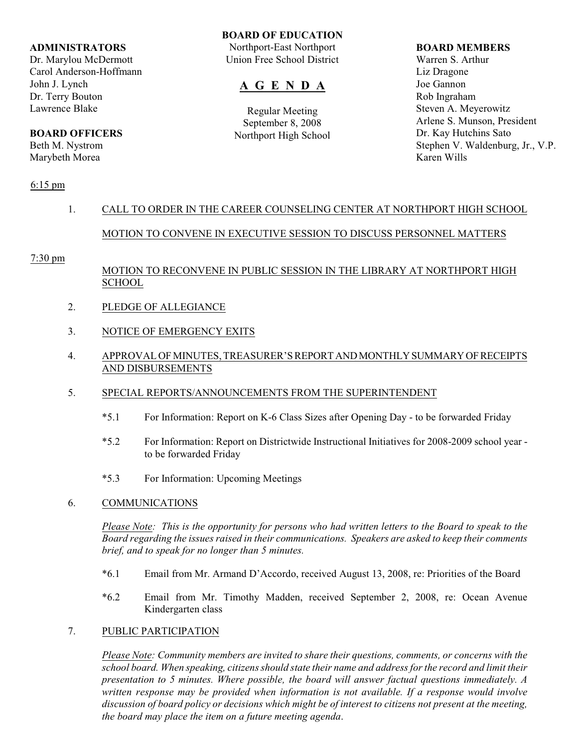**BOARD OF EDUCATION**
Northport-East Northport
Union Free School District

# A G E N D A

Regular Meeting
September 8, 2008
Northport High School

**ADMINISTRATORS**
Dr. Marylou McDermott
Carol Anderson-Hoffmann
John J. Lynch
Dr. Terry Bouton
Lawrence Blake

**BOARD OFFICERS**
Beth M. Nystrom
Marybeth Morea

**BOARD MEMBERS**
Warren S. Arthur
Liz Dragone
Joe Gannon
Rob Ingraham
Steven A. Meyerowitz
Arlene S. Munson, President
Dr. Kay Hutchins Sato
Stephen V. Waldenburg, Jr., V.P.
Karen Wills

6:15 pm

1. CALL TO ORDER IN THE CAREER COUNSELING CENTER AT NORTHPORT HIGH SCHOOL

   MOTION TO CONVENE IN EXECUTIVE SESSION TO DISCUSS PERSONNEL MATTERS

7:30 pm

   MOTION TO RECONVENE IN PUBLIC SESSION IN THE LIBRARY AT NORTHPORT HIGH SCHOOL

2. PLEDGE OF ALLEGIANCE

3. NOTICE OF EMERGENCY EXITS

4. APPROVAL OF MINUTES, TREASURER'S REPORT AND MONTHLY SUMMARY OF RECEIPTS AND DISBURSEMENTS

5. SPECIAL REPORTS/ANNOUNCEMENTS FROM THE SUPERINTENDENT

   *5.1 For Information: Report on K-6 Class Sizes after Opening Day - to be forwarded Friday

   *5.2 For Information: Report on Districtwide Instructional Initiatives for 2008-2009 school year - to be forwarded Friday

   *5.3 For Information: Upcoming Meetings

6. COMMUNICATIONS

   *Please Note: This is the opportunity for persons who had written letters to the Board to speak to the Board regarding the issues raised in their communications. Speakers are asked to keep their comments brief, and to speak for no longer than 5 minutes.*

   *6.1 Email from Mr. Armand D'Accordo, received August 13, 2008, re: Priorities of the Board

   *6.2 Email from Mr. Timothy Madden, received September 2, 2008, re: Ocean Avenue Kindergarten class

7. PUBLIC PARTICIPATION

   *Please Note: Community members are invited to share their questions, comments, or concerns with the school board. When speaking, citizens should state their name and address for the record and limit their presentation to 5 minutes. Where possible, the board will answer factual questions immediately. A written response may be provided when information is not available. If a response would involve discussion of board policy or decisions which might be of interest to citizens not present at the meeting, the board may place the item on a future meeting agenda.*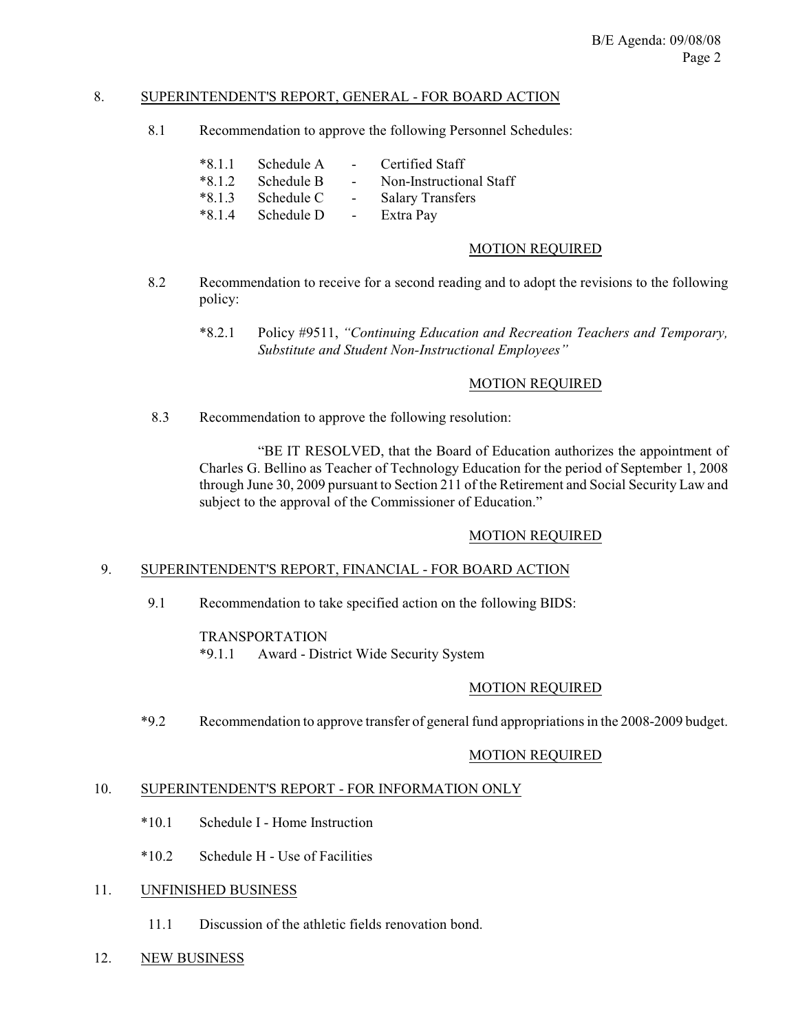## 8. SUPERINTENDENT'S REPORT, GENERAL - FOR BOARD ACTION

8.1 Recommendation to approve the following Personnel Schedules:

*8.1.1 Schedule A - Certified Staff
*8.1.2 Schedule B - Non-Instructional Staff
*8.1.3 Schedule C - Salary Transfers
*8.1.4 Schedule D - Extra Pay

MOTION REQUIRED

8.2 Recommendation to receive for a second reading and to adopt the revisions to the following policy:

*8.2.1 Policy #9511, *"Continuing Education and Recreation Teachers and Temporary, Substitute and Student Non-Instructional Employees"*

MOTION REQUIRED

8.3 Recommendation to approve the following resolution:

"BE IT RESOLVED, that the Board of Education authorizes the appointment of Charles G. Bellino as Teacher of Technology Education for the period of September 1, 2008 through June 30, 2009 pursuant to Section 211 of the Retirement and Social Security Law and subject to the approval of the Commissioner of Education."

MOTION REQUIRED

## 9. SUPERINTENDENT'S REPORT, FINANCIAL - FOR BOARD ACTION

9.1 Recommendation to take specified action on the following BIDS:

TRANSPORTATION
*9.1.1 Award - District Wide Security System

MOTION REQUIRED

*9.2 Recommendation to approve transfer of general fund appropriations in the 2008-2009 budget.

MOTION REQUIRED

## 10. SUPERINTENDENT'S REPORT - FOR INFORMATION ONLY

*10.1 Schedule I - Home Instruction

*10.2 Schedule H - Use of Facilities

## 11. UNFINISHED BUSINESS

11.1 Discussion of the athletic fields renovation bond.

## 12. NEW BUSINESS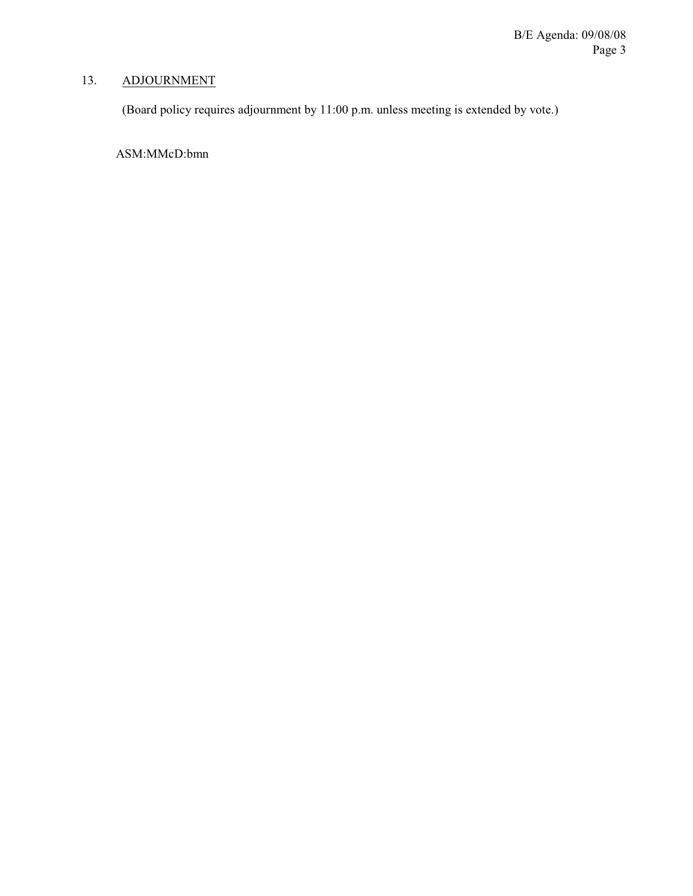13. ADJOURNMENT

(Board policy requires adjournment by 11:00 p.m. unless meeting is extended by vote.)

ASM:MMcD:bmn